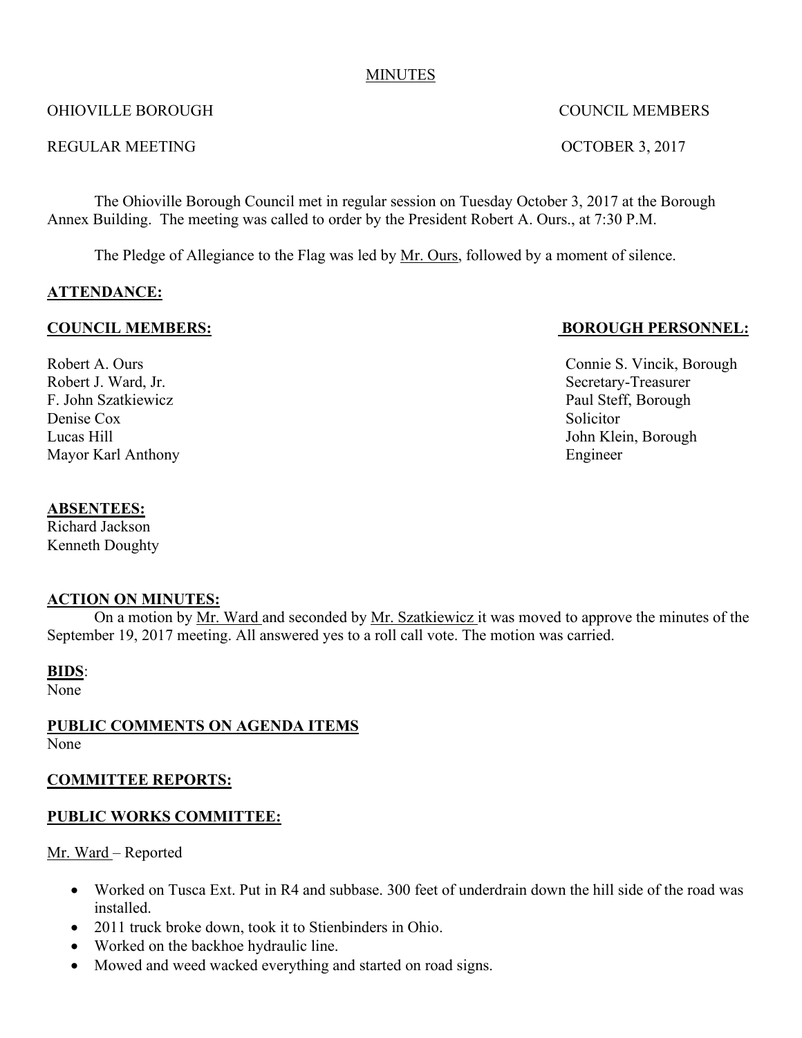<u>MINUTES</u>

OHIOVILLE BOROUGH COUNCIL MEMBERS

REGULAR MEETING OCTOBER 3, 2017

The Ohioville Borough Council met in regular session on Tuesday October 3, 2017 at the Borough Annex Building. The meeting was called to order by the President Robert A. Ours., at 7:30 P.M.

The Pledge of Allegiance to the Flag was led by <u>Mr. Ours</u>, followed by a moment of silence.

**ATTENDANCE:**

**COUNCIL MEMBERS:**

Robert A. Ours
Robert J. Ward, Jr.
F. John Szatkiewicz
Denise Cox
Lucas Hill
Mayor Karl Anthony

**BOROUGH PERSONNEL:**

Connie S. Vincik, Borough Secretary-Treasurer
Paul Steff, Borough Solicitor
John Klein, Borough Engineer

**ABSENTEES:**
Richard Jackson
Kenneth Doughty

**ACTION ON MINUTES:**
On a motion by <u>Mr. Ward</u> and seconded by <u>Mr. Szatkiewicz</u> it was moved to approve the minutes of the September 19, 2017 meeting. All answered yes to a roll call vote. The motion was carried.

**BIDS**:
None

**PUBLIC COMMENTS ON AGENDA ITEMS**
None

**COMMITTEE REPORTS:**

**PUBLIC WORKS COMMITTEE:**

<u>Mr. Ward</u> – Reported

- Worked on Tusca Ext. Put in R4 and subbase. 300 feet of underdrain down the hill side of the road was installed.
- 2011 truck broke down, took it to Stienbinders in Ohio.
- Worked on the backhoe hydraulic line.
- Mowed and weed wacked everything and started on road signs.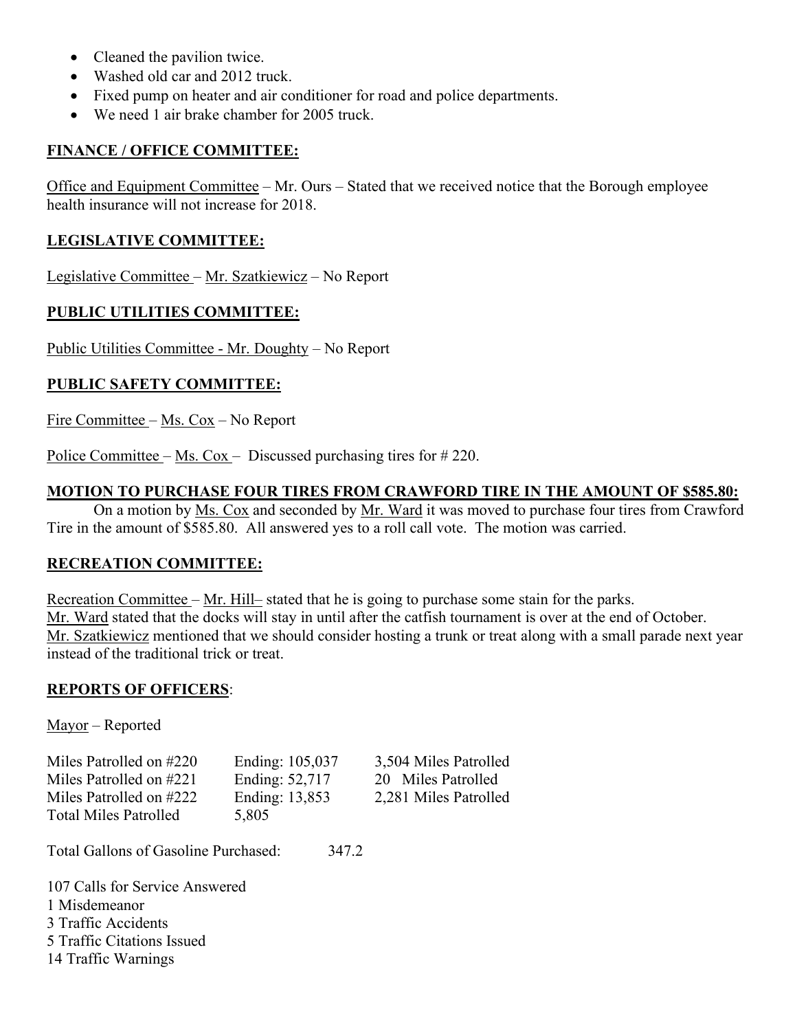- Cleaned the pavilion twice.
- Washed old car and 2012 truck.
- Fixed pump on heater and air conditioner for road and police departments.
- We need 1 air brake chamber for 2005 truck.

**FINANCE / OFFICE COMMITTEE:**

Office and Equipment Committee – Mr. Ours – Stated that we received notice that the Borough employee health insurance will not increase for 2018.

**LEGISLATIVE COMMITTEE:**

Legislative Committee – Mr. Szatkiewicz – No Report

**PUBLIC UTILITIES COMMITTEE:**

Public Utilities Committee - Mr. Doughty – No Report

**PUBLIC SAFETY COMMITTEE:**

Fire Committee – Ms. Cox – No Report

Police Committee – Ms. Cox – Discussed purchasing tires for # 220.

**MOTION TO PURCHASE FOUR TIRES FROM CRAWFORD TIRE IN THE AMOUNT OF $585.80:**

On a motion by Ms. Cox and seconded by Mr. Ward it was moved to purchase four tires from Crawford Tire in the amount of $585.80. All answered yes to a roll call vote. The motion was carried.

**RECREATION COMMITTEE:**

Recreation Committee – Mr. Hill– stated that he is going to purchase some stain for the parks.
Mr. Ward stated that the docks will stay in until after the catfish tournament is over at the end of October.
Mr. Szatkiewicz mentioned that we should consider hosting a trunk or treat along with a small parade next year instead of the traditional trick or treat.

**REPORTS OF OFFICERS**:

Mayor – Reported

| | | |
|---|---|---|
| Miles Patrolled on #220 | Ending: 105,037 | 3,504 Miles Patrolled |
| Miles Patrolled on #221 | Ending: 52,717 | 20 Miles Patrolled |
| Miles Patrolled on #222 | Ending: 13,853 | 2,281 Miles Patrolled |
| Total Miles Patrolled | 5,805 | |

Total Gallons of Gasoline Purchased: 347.2

107 Calls for Service Answered
1 Misdemeanor
3 Traffic Accidents
5 Traffic Citations Issued
14 Traffic Warnings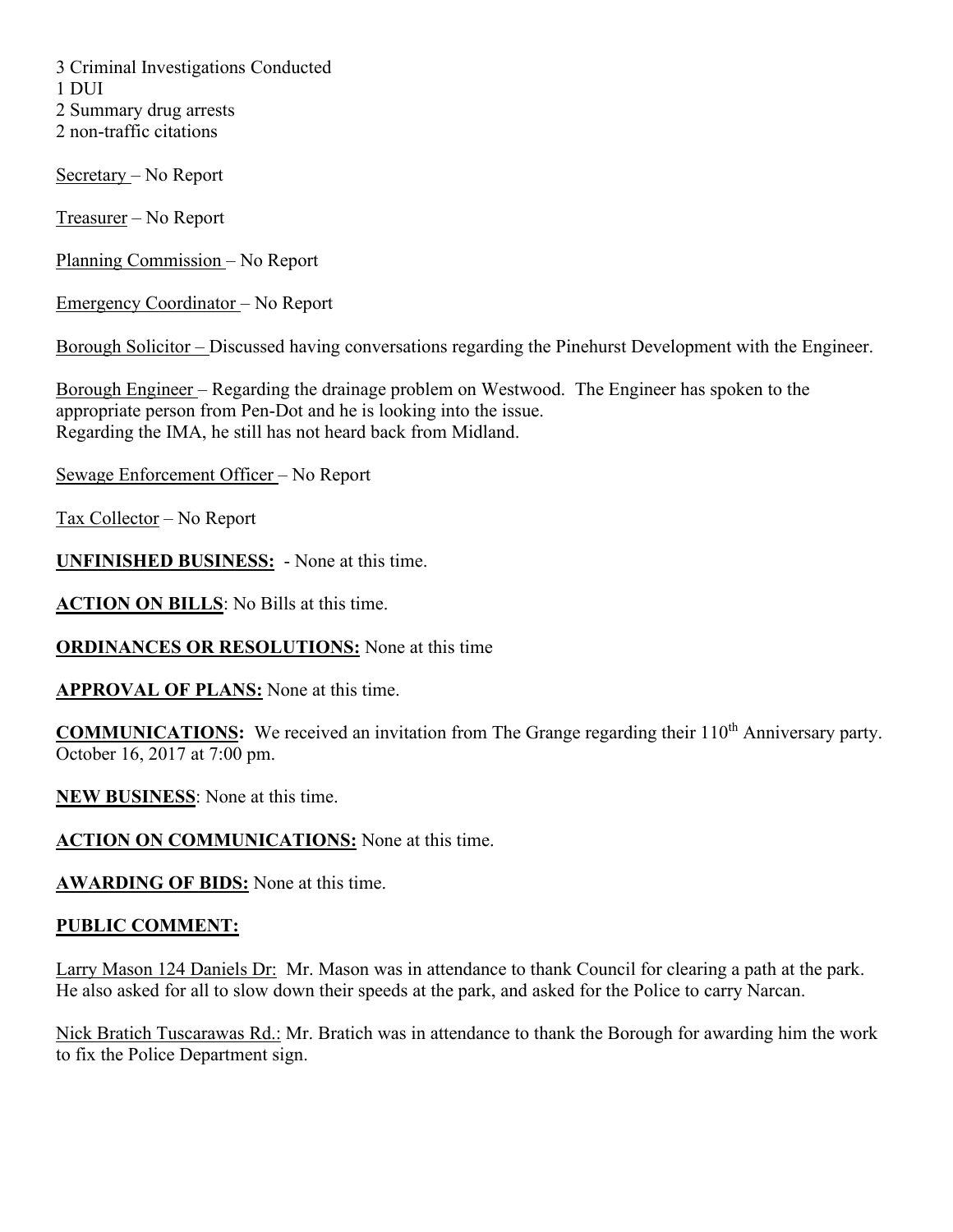3 Criminal Investigations Conducted
1 DUI
2 Summary drug arrests
2 non-traffic citations

Secretary – No Report

Treasurer – No Report

Planning Commission – No Report

Emergency Coordinator – No Report

Borough Solicitor – Discussed having conversations regarding the Pinehurst Development with the Engineer.

Borough Engineer – Regarding the drainage problem on Westwood. The Engineer has spoken to the appropriate person from Pen-Dot and he is looking into the issue.
Regarding the IMA, he still has not heard back from Midland.

Sewage Enforcement Officer – No Report

Tax Collector – No Report

**UNFINISHED BUSINESS:** - None at this time.

**ACTION ON BILLS**: No Bills at this time.

**ORDINANCES OR RESOLUTIONS:** None at this time

**APPROVAL OF PLANS:** None at this time.

**COMMUNICATIONS:** We received an invitation from The Grange regarding their 110th Anniversary party. October 16, 2017 at 7:00 pm.

**NEW BUSINESS**: None at this time.

**ACTION ON COMMUNICATIONS:** None at this time.

**AWARDING OF BIDS:** None at this time.

**PUBLIC COMMENT:**

Larry Mason 124 Daniels Dr: Mr. Mason was in attendance to thank Council for clearing a path at the park. He also asked for all to slow down their speeds at the park, and asked for the Police to carry Narcan.

Nick Bratich Tuscarawas Rd.: Mr. Bratich was in attendance to thank the Borough for awarding him the work to fix the Police Department sign.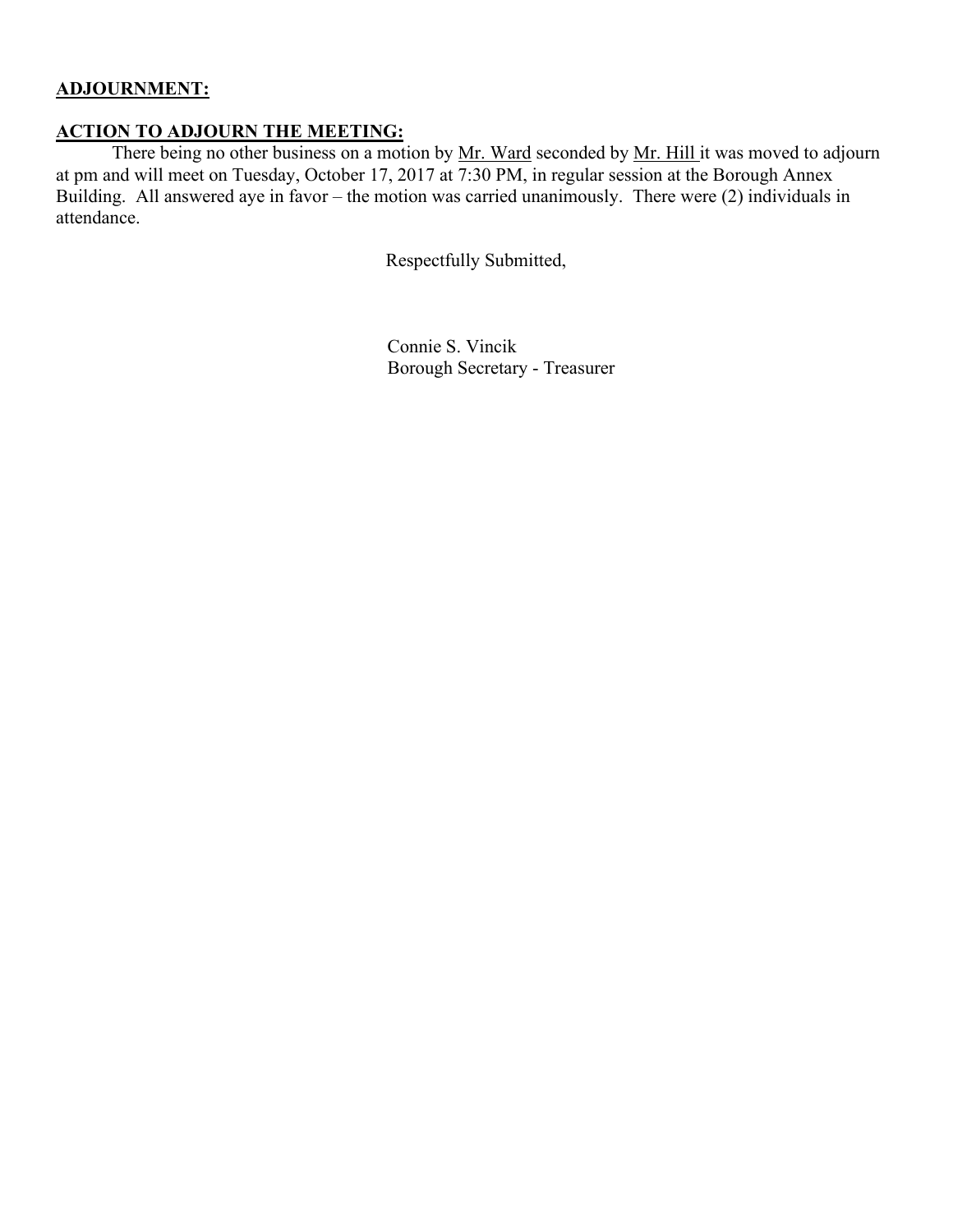**ADJOURNMENT:**

**ACTION TO ADJOURN THE MEETING:**

There being no other business on a motion by Mr. Ward seconded by Mr. Hill it was moved to adjourn at pm and will meet on Tuesday, October 17, 2017 at 7:30 PM, in regular session at the Borough Annex Building. All answered aye in favor – the motion was carried unanimously. There were (2) individuals in attendance.

Respectfully Submitted,

Connie S. Vincik
Borough Secretary - Treasurer